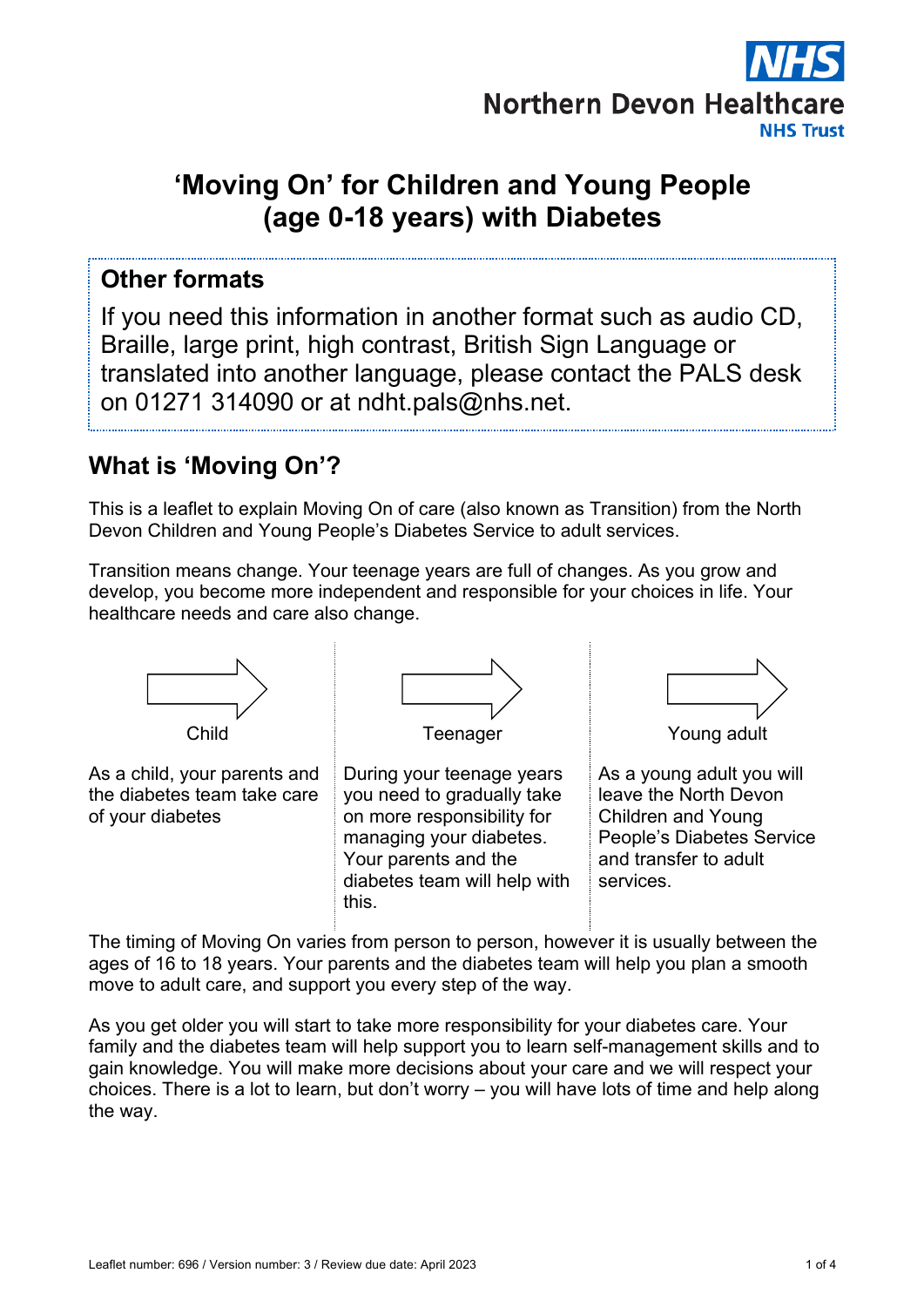Northern Devon Healthcare NHS Trust

# 'Moving On' for Children and Young People (age 0-18 years) with Diabetes

> **Other formats**
>
> If you need this information in another format such as audio CD, Braille, large print, high contrast, British Sign Language or translated into another language, please contact the PALS desk on 01271 314090 or at ndht.pals@nhs.net.

## What is 'Moving On'?

This is a leaflet to explain Moving On of care (also known as Transition) from the North Devon Children and Young People's Diabetes Service to adult services.

Transition means change. Your teenage years are full of changes. As you grow and develop, you become more independent and responsible for your choices in life. Your healthcare needs and care also change.

| Child | Teenager | Young adult |
| --- | --- | --- |
| As a child, your parents and the diabetes team take care of your diabetes | During your teenage years you need to gradually take on more responsibility for managing your diabetes. Your parents and the diabetes team will help with this. | As a young adult you will leave the North Devon Children and Young People's Diabetes Service and transfer to adult services. |

The timing of Moving On varies from person to person, however it is usually between the ages of 16 to 18 years. Your parents and the diabetes team will help you plan a smooth move to adult care, and support you every step of the way.

As you get older you will start to take more responsibility for your diabetes care. Your family and the diabetes team will help support you to learn self-management skills and to gain knowledge. You will make more decisions about your care and we will respect your choices. There is a lot to learn, but don't worry – you will have lots of time and help along the way.

Leaflet number: 696 / Version number: 3 / Review due date: April 2023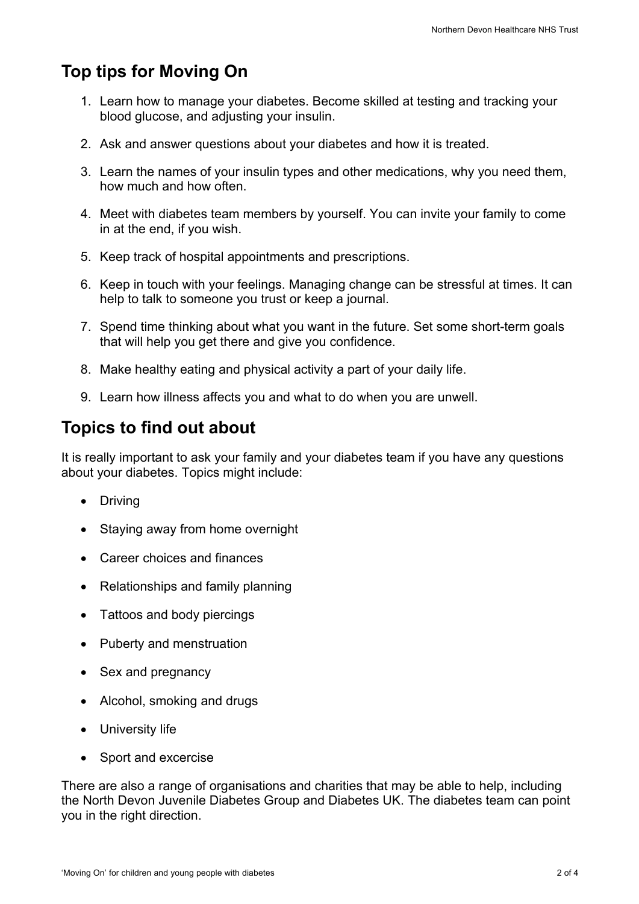## Top tips for Moving On

1. Learn how to manage your diabetes. Become skilled at testing and tracking your blood glucose, and adjusting your insulin.
2. Ask and answer questions about your diabetes and how it is treated.
3. Learn the names of your insulin types and other medications, why you need them, how much and how often.
4. Meet with diabetes team members by yourself. You can invite your family to come in at the end, if you wish.
5. Keep track of hospital appointments and prescriptions.
6. Keep in touch with your feelings. Managing change can be stressful at times. It can help to talk to someone you trust or keep a journal.
7. Spend time thinking about what you want in the future. Set some short-term goals that will help you get there and give you confidence.
8. Make healthy eating and physical activity a part of your daily life.
9. Learn how illness affects you and what to do when you are unwell.

## Topics to find out about

It is really important to ask your family and your diabetes team if you have any questions about your diabetes. Topics might include:

- Driving
- Staying away from home overnight
- Career choices and finances
- Relationships and family planning
- Tattoos and body piercings
- Puberty and menstruation
- Sex and pregnancy
- Alcohol, smoking and drugs
- University life
- Sport and excercise

There are also a range of organisations and charities that may be able to help, including the North Devon Juvenile Diabetes Group and Diabetes UK. The diabetes team can point you in the right direction.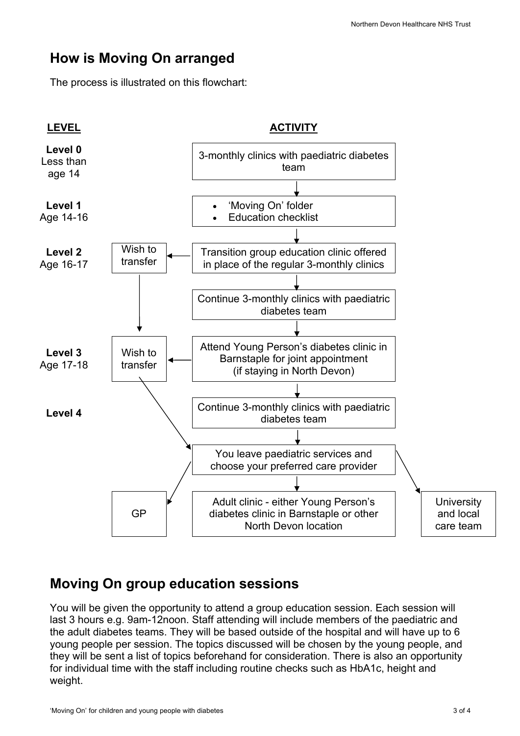## How is Moving On arranged

The process is illustrated on this flowchart:

| LEVEL | | ACTIVITY | |
|---|---|---|---|
| **Level 0** Less than age 14 | | 3-monthly clinics with paediatric diabetes team | |
| **Level 1** Age 14-16 | | • 'Moving On' folder<br>• Education checklist | |
| **Level 2** Age 16-17 | Wish to transfer | Transition group education clinic offered in place of the regular 3-monthly clinics | |
| | | Continue 3-monthly clinics with paediatric diabetes team | |
| **Level 3** Age 17-18 | Wish to transfer | Attend Young Person's diabetes clinic in Barnstaple for joint appointment (if staying in North Devon) | |
| **Level 4** | | Continue 3-monthly clinics with paediatric diabetes team | |
| | | You leave paediatric services and choose your preferred care provider | |
| | GP | Adult clinic - either Young Person's diabetes clinic in Barnstaple or other North Devon location | University and local care team |

## Moving On group education sessions

You will be given the opportunity to attend a group education session. Each session will last 3 hours e.g. 9am-12noon. Staff attending will include members of the paediatric and the adult diabetes teams. They will be based outside of the hospital and will have up to 6 young people per session. The topics discussed will be chosen by the young people, and they will be sent a list of topics beforehand for consideration. There is also an opportunity for individual time with the staff including routine checks such as HbA1c, height and weight.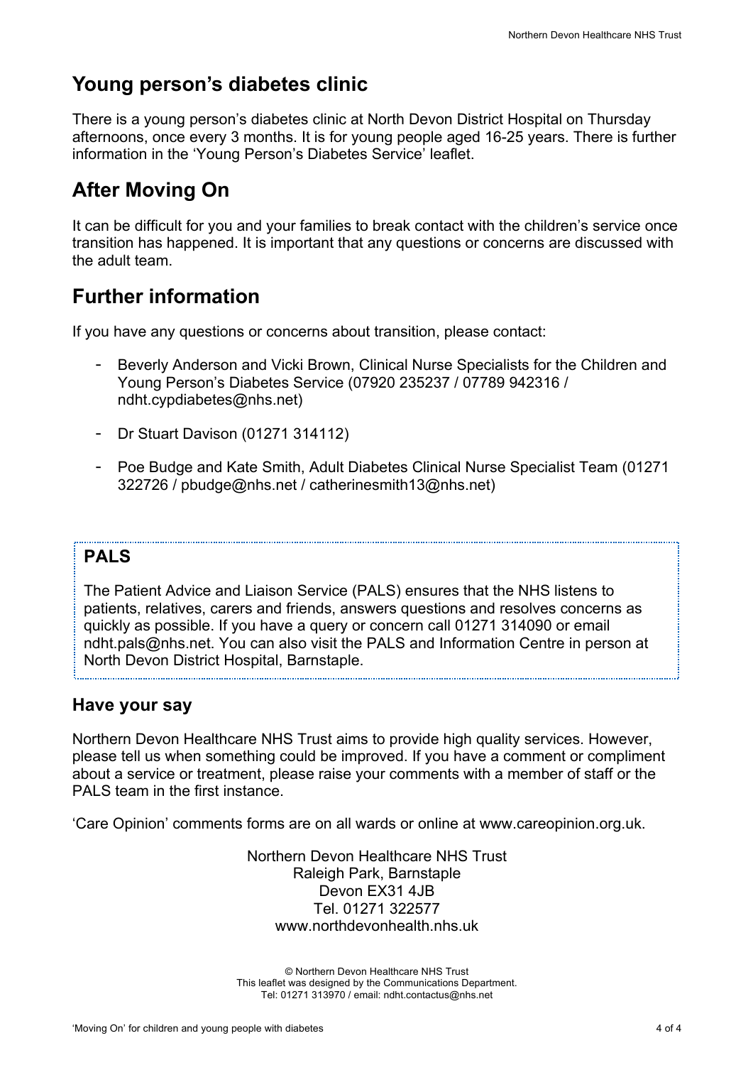## Young person's diabetes clinic

There is a young person's diabetes clinic at North Devon District Hospital on Thursday afternoons, once every 3 months. It is for young people aged 16-25 years. There is further information in the 'Young Person's Diabetes Service' leaflet.

## After Moving On

It can be difficult for you and your families to break contact with the children's service once transition has happened. It is important that any questions or concerns are discussed with the adult team.

## Further information

If you have any questions or concerns about transition, please contact:

- Beverly Anderson and Vicki Brown, Clinical Nurse Specialists for the Children and Young Person's Diabetes Service (07920 235237 / 07789 942316 / ndht.cypdiabetes@nhs.net)
- Dr Stuart Davison (01271 314112)
- Poe Budge and Kate Smith, Adult Diabetes Clinical Nurse Specialist Team (01271 322726 / pbudge@nhs.net / catherinesmith13@nhs.net)

### PALS

The Patient Advice and Liaison Service (PALS) ensures that the NHS listens to patients, relatives, carers and friends, answers questions and resolves concerns as quickly as possible. If you have a query or concern call 01271 314090 or email ndht.pals@nhs.net. You can also visit the PALS and Information Centre in person at North Devon District Hospital, Barnstaple.

### Have your say

Northern Devon Healthcare NHS Trust aims to provide high quality services. However, please tell us when something could be improved. If you have a comment or compliment about a service or treatment, please raise your comments with a member of staff or the PALS team in the first instance.

'Care Opinion' comments forms are on all wards or online at www.careopinion.org.uk.

Northern Devon Healthcare NHS Trust
Raleigh Park, Barnstaple
Devon EX31 4JB
Tel. 01271 322577
www.northdevonhealth.nhs.uk

© Northern Devon Healthcare NHS Trust
This leaflet was designed by the Communications Department.
Tel: 01271 313970 / email: ndht.contactus@nhs.net